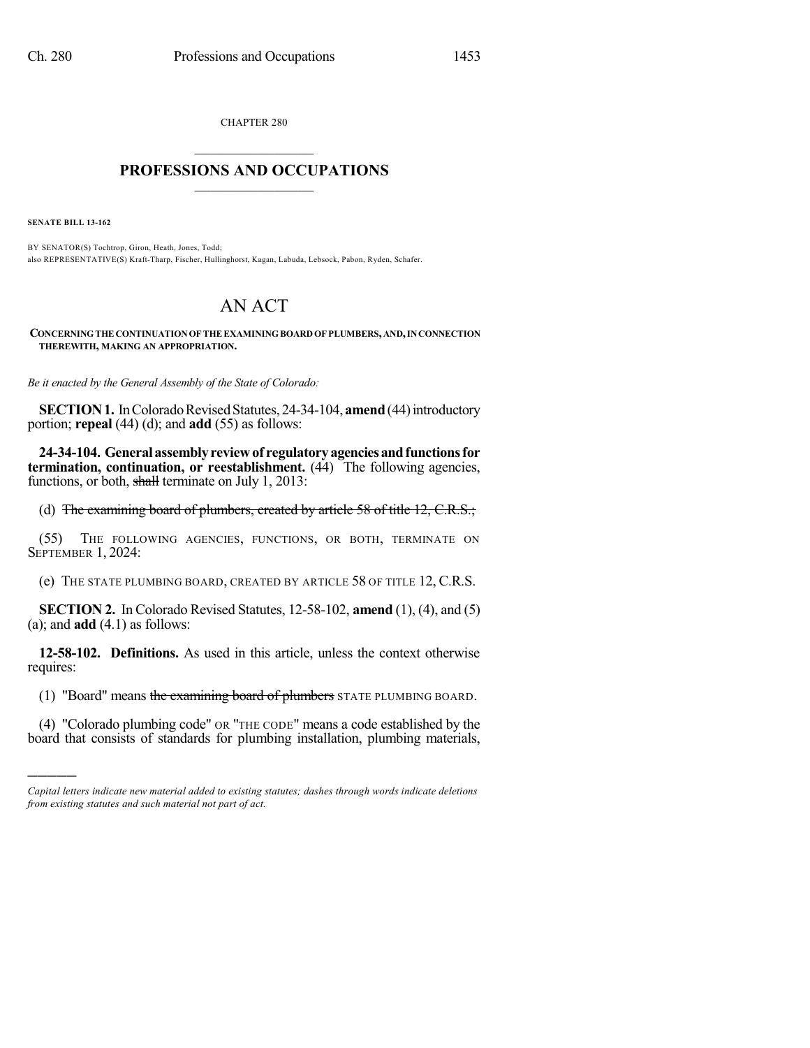CHAPTER 280

## PROFESSIONS AND OCCUPATIONS

**SENATE BILL 13-162**

BY SENATOR(S) Tochtrop, Giron, Heath, Jones, Todd;
also REPRESENTATIVE(S) Kraft-Tharp, Fischer, Hullinghorst, Kagan, Labuda, Lebsock, Pabon, Ryden, Schafer.

# AN ACT

**CONCERNING THE CONTINUATION OF THE EXAMINING BOARD OF PLUMBERS, AND, IN CONNECTION THEREWITH, MAKING AN APPROPRIATION.**

*Be it enacted by the General Assembly of the State of Colorado:*

**SECTION 1.** In Colorado Revised Statutes, 24-34-104, **amend** (44) introductory portion; **repeal** (44) (d); and **add** (55) as follows:

**24-34-104. General assembly review of regulatory agencies and functions for termination, continuation, or reestablishment.** (44) The following agencies, functions, or both, ~~shall~~ terminate on July 1, 2013:

(d) ~~The examining board of plumbers, created by article 58 of title 12, C.R.S.;~~

(55) THE FOLLOWING AGENCIES, FUNCTIONS, OR BOTH, TERMINATE ON SEPTEMBER 1, 2024:

(e) THE STATE PLUMBING BOARD, CREATED BY ARTICLE 58 OF TITLE 12, C.R.S.

**SECTION 2.** In Colorado Revised Statutes, 12-58-102, **amend** (1), (4), and (5) (a); and **add** (4.1) as follows:

**12-58-102. Definitions.** As used in this article, unless the context otherwise requires:

(1) "Board" means ~~the examining board of plumbers~~ STATE PLUMBING BOARD.

(4) "Colorado plumbing code" OR "THE CODE" means a code established by the board that consists of standards for plumbing installation, plumbing materials,

---

*Capital letters indicate new material added to existing statutes; dashes through words indicate deletions from existing statutes and such material not part of act.*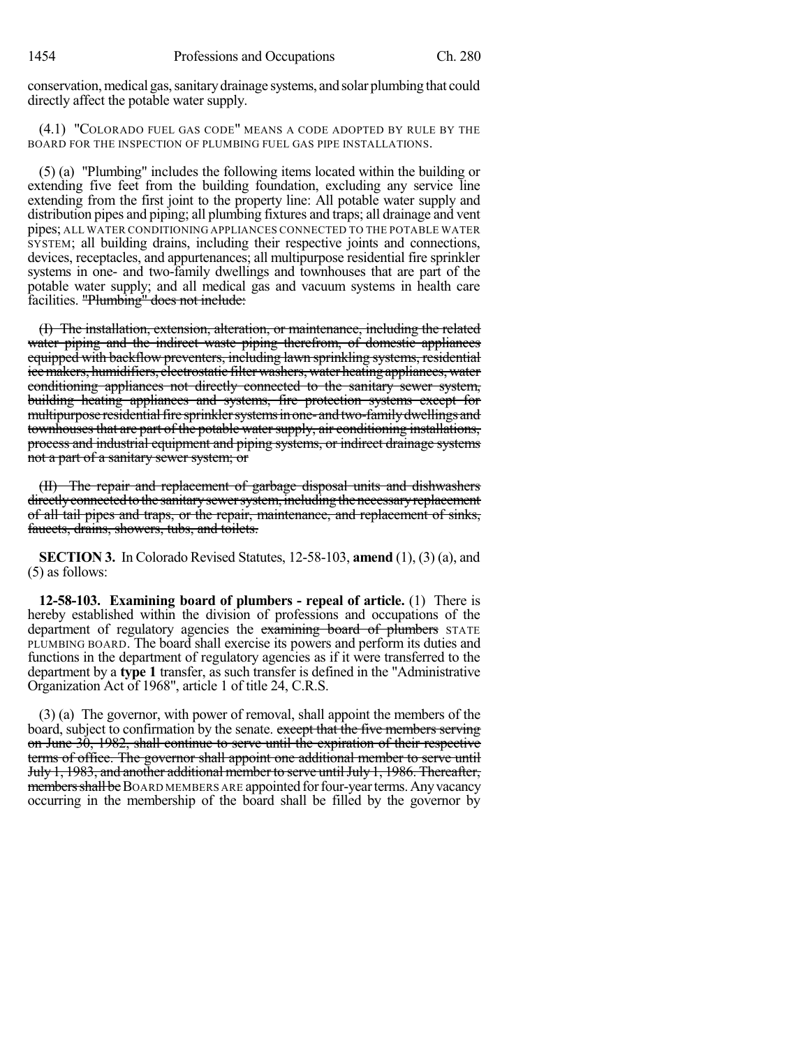conservation, medical gas, sanitary drainage systems, and solar plumbing that could directly affect the potable water supply.

(4.1) "COLORADO FUEL GAS CODE" MEANS A CODE ADOPTED BY RULE BY THE BOARD FOR THE INSPECTION OF PLUMBING FUEL GAS PIPE INSTALLATIONS.

(5) (a) "Plumbing" includes the following items located within the building or extending five feet from the building foundation, excluding any service line extending from the first joint to the property line: All potable water supply and distribution pipes and piping; all plumbing fixtures and traps; all drainage and vent pipes; ALL WATER CONDITIONING APPLIANCES CONNECTED TO THE POTABLE WATER SYSTEM; all building drains, including their respective joints and connections, devices, receptacles, and appurtenances; all multipurpose residential fire sprinkler systems in one- and two-family dwellings and townhouses that are part of the potable water supply; and all medical gas and vacuum systems in health care facilities. ~~"Plumbing" does not include:~~

~~(I) The installation, extension, alteration, or maintenance, including the related water piping and the indirect waste piping therefrom, of domestic appliances equipped with backflow preventers, including lawn sprinkling systems, residential ice makers, humidifiers, electrostatic filter washers, water heating appliances, water conditioning appliances not directly connected to the sanitary sewer system, building heating appliances and systems, fire protection systems except for multipurpose residential fire sprinkler systems in one- and two-family dwellings and townhouses that are part of the potable water supply, air conditioning installations, process and industrial equipment and piping systems, or indirect drainage systems not a part of a sanitary sewer system; or~~

~~(II) The repair and replacement of garbage disposal units and dishwashers directly connected to the sanitary sewer system, including the necessary replacement of all tail pipes and traps, or the repair, maintenance, and replacement of sinks, faucets, drains, showers, tubs, and toilets.~~

**SECTION 3.** In Colorado Revised Statutes, 12-58-103, **amend** (1), (3) (a), and (5) as follows:

**12-58-103. Examining board of plumbers - repeal of article.** (1) There is hereby established within the division of professions and occupations of the department of regulatory agencies the ~~examining board of plumbers~~ STATE PLUMBING BOARD. The board shall exercise its powers and perform its duties and functions in the department of regulatory agencies as if it were transferred to the department by a **type 1** transfer, as such transfer is defined in the "Administrative Organization Act of 1968", article 1 of title 24, C.R.S.

(3) (a) The governor, with power of removal, shall appoint the members of the board, subject to confirmation by the senate. ~~except that the five members serving on June 30, 1982, shall continue to serve until the expiration of their respective terms of office. The governor shall appoint one additional member to serve until July 1, 1983, and another additional member to serve until July 1, 1986. Thereafter, members shall be~~ BOARD MEMBERS ARE appointed for four-year terms. Any vacancy occurring in the membership of the board shall be filled by the governor by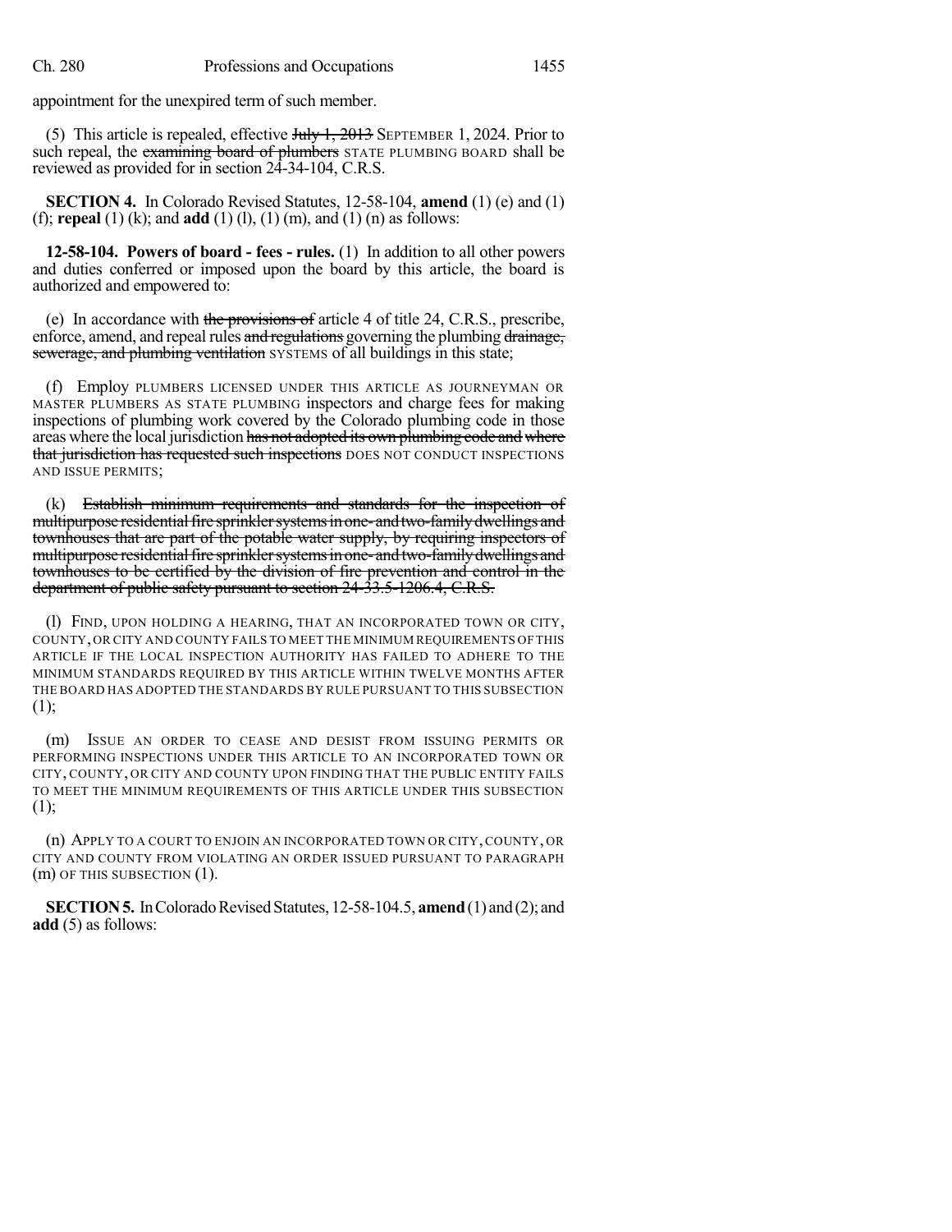appointment for the unexpired term of such member.

(5) This article is repealed, effective ~~July 1, 2013~~ SEPTEMBER 1, 2024. Prior to such repeal, the ~~examining board of plumbers~~ STATE PLUMBING BOARD shall be reviewed as provided for in section 24-34-104, C.R.S.

**SECTION 4.** In Colorado Revised Statutes, 12-58-104, **amend** (1) (e) and (1) (f); **repeal** (1) (k); and **add** (1) (l), (1) (m), and (1) (n) as follows:

**12-58-104. Powers of board - fees - rules.** (1) In addition to all other powers and duties conferred or imposed upon the board by this article, the board is authorized and empowered to:

(e) In accordance with ~~the provisions of~~ article 4 of title 24, C.R.S., prescribe, enforce, amend, and repeal rules ~~and regulations~~ governing the plumbing ~~drainage, sewerage, and plumbing ventilation~~ SYSTEMS of all buildings in this state;

(f) Employ PLUMBERS LICENSED UNDER THIS ARTICLE AS JOURNEYMAN OR MASTER PLUMBERS AS STATE PLUMBING inspectors and charge fees for making inspections of plumbing work covered by the Colorado plumbing code in those areas where the local jurisdiction ~~has not adopted its own plumbing code and where that jurisdiction has requested such inspections~~ DOES NOT CONDUCT INSPECTIONS AND ISSUE PERMITS;

(k) ~~Establish minimum requirements and standards for the inspection of multipurpose residential fire sprinkler systems in one- and two-family dwellings and townhouses that are part of the potable water supply, by requiring inspectors of multipurpose residential fire sprinkler systems in one- and two-family dwellings and townhouses to be certified by the division of fire prevention and control in the department of public safety pursuant to section 24-33.5-1206.4, C.R.S.~~

(l) FIND, UPON HOLDING A HEARING, THAT AN INCORPORATED TOWN OR CITY, COUNTY, OR CITY AND COUNTY FAILS TO MEET THE MINIMUM REQUIREMENTS OF THIS ARTICLE IF THE LOCAL INSPECTION AUTHORITY HAS FAILED TO ADHERE TO THE MINIMUM STANDARDS REQUIRED BY THIS ARTICLE WITHIN TWELVE MONTHS AFTER THE BOARD HAS ADOPTED THE STANDARDS BY RULE PURSUANT TO THIS SUBSECTION (1);

(m) ISSUE AN ORDER TO CEASE AND DESIST FROM ISSUING PERMITS OR PERFORMING INSPECTIONS UNDER THIS ARTICLE TO AN INCORPORATED TOWN OR CITY, COUNTY, OR CITY AND COUNTY UPON FINDING THAT THE PUBLIC ENTITY FAILS TO MEET THE MINIMUM REQUIREMENTS OF THIS ARTICLE UNDER THIS SUBSECTION (1);

(n) APPLY TO A COURT TO ENJOIN AN INCORPORATED TOWN OR CITY, COUNTY, OR CITY AND COUNTY FROM VIOLATING AN ORDER ISSUED PURSUANT TO PARAGRAPH (m) OF THIS SUBSECTION (1).

**SECTION 5.** In Colorado Revised Statutes, 12-58-104.5, **amend** (1) and (2); and **add** (5) as follows: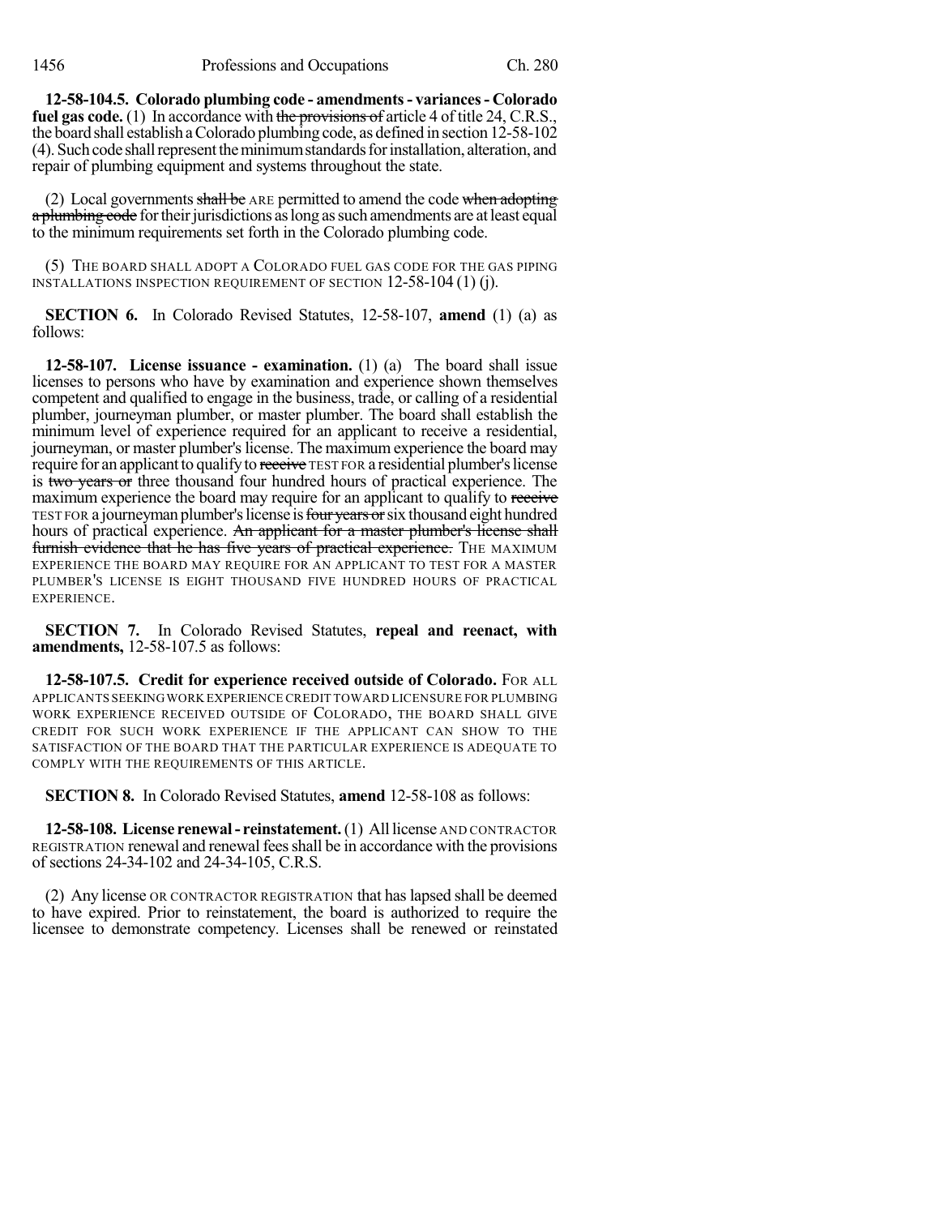**12-58-104.5. Colorado plumbing code - amendments - variances - Colorado fuel gas code.** (1) In accordance with the provisions of article 4 of title 24, C.R.S., the board shall establish a Colorado plumbing code, as defined in section 12-58-102 (4). Such code shall represent the minimum standards for installation, alteration, and repair of plumbing equipment and systems throughout the state.

(2) Local governments shall be ARE permitted to amend the code when adopting a plumbing code for their jurisdictions as long as such amendments are at least equal to the minimum requirements set forth in the Colorado plumbing code.

(5) THE BOARD SHALL ADOPT A COLORADO FUEL GAS CODE FOR THE GAS PIPING INSTALLATIONS INSPECTION REQUIREMENT OF SECTION 12-58-104 (1) (j).

**SECTION 6.** In Colorado Revised Statutes, 12-58-107, **amend** (1) (a) as follows:

**12-58-107. License issuance - examination.** (1) (a) The board shall issue licenses to persons who have by examination and experience shown themselves competent and qualified to engage in the business, trade, or calling of a residential plumber, journeyman plumber, or master plumber. The board shall establish the minimum level of experience required for an applicant to receive a residential, journeyman, or master plumber's license. The maximum experience the board may require for an applicant to qualify to receive TEST FOR a residential plumber's license is two years or three thousand four hundred hours of practical experience. The maximum experience the board may require for an applicant to qualify to receive TEST FOR a journeyman plumber's license is four years or six thousand eight hundred hours of practical experience. An applicant for a master plumber's license shall furnish evidence that he has five years of practical experience. THE MAXIMUM EXPERIENCE THE BOARD MAY REQUIRE FOR AN APPLICANT TO TEST FOR A MASTER PLUMBER'S LICENSE IS EIGHT THOUSAND FIVE HUNDRED HOURS OF PRACTICAL EXPERIENCE.

**SECTION 7.** In Colorado Revised Statutes, **repeal and reenact, with amendments,** 12-58-107.5 as follows:

**12-58-107.5. Credit for experience received outside of Colorado.** FOR ALL APPLICANTS SEEKING WORK EXPERIENCE CREDIT TOWARD LICENSURE FOR PLUMBING WORK EXPERIENCE RECEIVED OUTSIDE OF COLORADO, THE BOARD SHALL GIVE CREDIT FOR SUCH WORK EXPERIENCE IF THE APPLICANT CAN SHOW TO THE SATISFACTION OF THE BOARD THAT THE PARTICULAR EXPERIENCE IS ADEQUATE TO COMPLY WITH THE REQUIREMENTS OF THIS ARTICLE.

**SECTION 8.** In Colorado Revised Statutes, **amend** 12-58-108 as follows:

**12-58-108. License renewal - reinstatement.** (1) All license AND CONTRACTOR REGISTRATION renewal and renewal fees shall be in accordance with the provisions of sections 24-34-102 and 24-34-105, C.R.S.

(2) Any license OR CONTRACTOR REGISTRATION that has lapsed shall be deemed to have expired. Prior to reinstatement, the board is authorized to require the licensee to demonstrate competency. Licenses shall be renewed or reinstated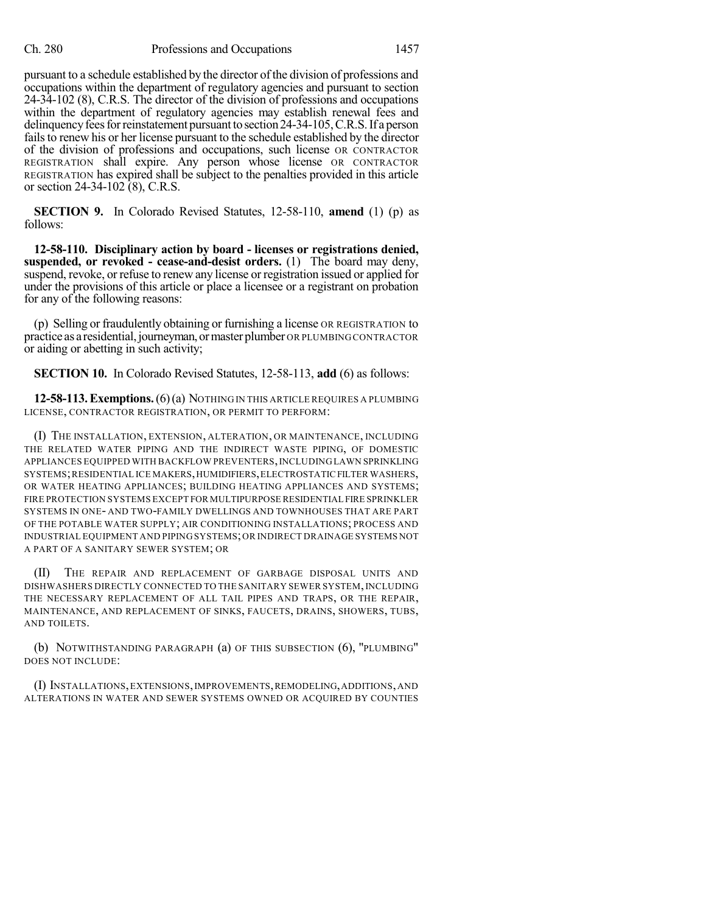pursuant to a schedule established by the director of the division of professions and occupations within the department of regulatory agencies and pursuant to section 24-34-102 (8), C.R.S. The director of the division of professions and occupations within the department of regulatory agencies may establish renewal fees and delinquency fees for reinstatement pursuant to section 24-34-105, C.R.S. If a person fails to renew his or her license pursuant to the schedule established by the director of the division of professions and occupations, such license OR CONTRACTOR REGISTRATION shall expire. Any person whose license OR CONTRACTOR REGISTRATION has expired shall be subject to the penalties provided in this article or section 24-34-102 (8), C.R.S.

**SECTION 9.** In Colorado Revised Statutes, 12-58-110, **amend** (1) (p) as follows:

**12-58-110. Disciplinary action by board - licenses or registrations denied, suspended, or revoked - cease-and-desist orders.** (1) The board may deny, suspend, revoke, or refuse to renew any license or registration issued or applied for under the provisions of this article or place a licensee or a registrant on probation for any of the following reasons:

(p) Selling or fraudulently obtaining or furnishing a license OR REGISTRATION to practice as a residential, journeyman, or master plumber OR PLUMBING CONTRACTOR or aiding or abetting in such activity;

**SECTION 10.** In Colorado Revised Statutes, 12-58-113, **add** (6) as follows:

**12-58-113. Exemptions.** (6) (a) NOTHING IN THIS ARTICLE REQUIRES A PLUMBING LICENSE, CONTRACTOR REGISTRATION, OR PERMIT TO PERFORM:

(I) THE INSTALLATION, EXTENSION, ALTERATION, OR MAINTENANCE, INCLUDING THE RELATED WATER PIPING AND THE INDIRECT WASTE PIPING, OF DOMESTIC APPLIANCES EQUIPPED WITH BACKFLOW PREVENTERS, INCLUDING LAWN SPRINKLING SYSTEMS; RESIDENTIAL ICE MAKERS, HUMIDIFIERS, ELECTROSTATIC FILTER WASHERS, OR WATER HEATING APPLIANCES; BUILDING HEATING APPLIANCES AND SYSTEMS; FIRE PROTECTION SYSTEMS EXCEPT FOR MULTIPURPOSE RESIDENTIAL FIRE SPRINKLER SYSTEMS IN ONE- AND TWO-FAMILY DWELLINGS AND TOWNHOUSES THAT ARE PART OF THE POTABLE WATER SUPPLY; AIR CONDITIONING INSTALLATIONS; PROCESS AND INDUSTRIAL EQUIPMENT AND PIPING SYSTEMS; OR INDIRECT DRAINAGE SYSTEMS NOT A PART OF A SANITARY SEWER SYSTEM; OR

(II) THE REPAIR AND REPLACEMENT OF GARBAGE DISPOSAL UNITS AND DISHWASHERS DIRECTLY CONNECTED TO THE SANITARY SEWER SYSTEM, INCLUDING THE NECESSARY REPLACEMENT OF ALL TAIL PIPES AND TRAPS, OR THE REPAIR, MAINTENANCE, AND REPLACEMENT OF SINKS, FAUCETS, DRAINS, SHOWERS, TUBS, AND TOILETS.

(b) NOTWITHSTANDING PARAGRAPH (a) OF THIS SUBSECTION (6), "PLUMBING" DOES NOT INCLUDE:

(I) INSTALLATIONS, EXTENSIONS, IMPROVEMENTS, REMODELING, ADDITIONS, AND ALTERATIONS IN WATER AND SEWER SYSTEMS OWNED OR ACQUIRED BY COUNTIES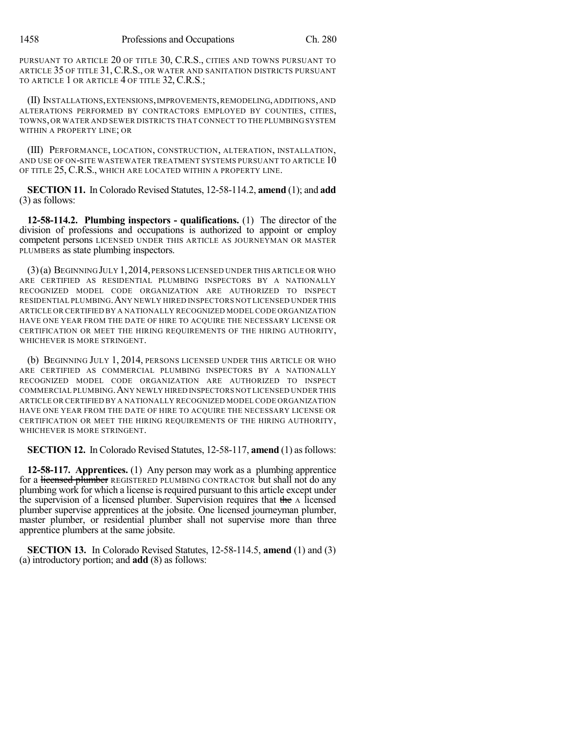PURSUANT TO ARTICLE 20 OF TITLE 30, C.R.S., CITIES AND TOWNS PURSUANT TO ARTICLE 35 OF TITLE 31, C.R.S., OR WATER AND SANITATION DISTRICTS PURSUANT TO ARTICLE 1 OR ARTICLE 4 OF TITLE 32, C.R.S.;

(II) INSTALLATIONS, EXTENSIONS, IMPROVEMENTS, REMODELING, ADDITIONS, AND ALTERATIONS PERFORMED BY CONTRACTORS EMPLOYED BY COUNTIES, CITIES, TOWNS, OR WATER AND SEWER DISTRICTS THAT CONNECT TO THE PLUMBING SYSTEM WITHIN A PROPERTY LINE; OR

(III) PERFORMANCE, LOCATION, CONSTRUCTION, ALTERATION, INSTALLATION, AND USE OF ON-SITE WASTEWATER TREATMENT SYSTEMS PURSUANT TO ARTICLE 10 OF TITLE 25, C.R.S., WHICH ARE LOCATED WITHIN A PROPERTY LINE.

**SECTION 11.** In Colorado Revised Statutes, 12-58-114.2, **amend** (1); and **add** (3) as follows:

**12-58-114.2. Plumbing inspectors - qualifications.** (1) The director of the division of professions and occupations is authorized to appoint or employ competent persons LICENSED UNDER THIS ARTICLE AS JOURNEYMAN OR MASTER PLUMBERS as state plumbing inspectors.

(3) (a) BEGINNING JULY 1, 2014, PERSONS LICENSED UNDER THIS ARTICLE OR WHO ARE CERTIFIED AS RESIDENTIAL PLUMBING INSPECTORS BY A NATIONALLY RECOGNIZED MODEL CODE ORGANIZATION ARE AUTHORIZED TO INSPECT RESIDENTIAL PLUMBING. ANY NEWLY HIRED INSPECTORS NOT LICENSED UNDER THIS ARTICLE OR CERTIFIED BY A NATIONALLY RECOGNIZED MODEL CODE ORGANIZATION HAVE ONE YEAR FROM THE DATE OF HIRE TO ACQUIRE THE NECESSARY LICENSE OR CERTIFICATION OR MEET THE HIRING REQUIREMENTS OF THE HIRING AUTHORITY, WHICHEVER IS MORE STRINGENT.

(b) BEGINNING JULY 1, 2014, PERSONS LICENSED UNDER THIS ARTICLE OR WHO ARE CERTIFIED AS COMMERCIAL PLUMBING INSPECTORS BY A NATIONALLY RECOGNIZED MODEL CODE ORGANIZATION ARE AUTHORIZED TO INSPECT COMMERCIAL PLUMBING. ANY NEWLY HIRED INSPECTORS NOT LICENSED UNDER THIS ARTICLE OR CERTIFIED BY A NATIONALLY RECOGNIZED MODEL CODE ORGANIZATION HAVE ONE YEAR FROM THE DATE OF HIRE TO ACQUIRE THE NECESSARY LICENSE OR CERTIFICATION OR MEET THE HIRING REQUIREMENTS OF THE HIRING AUTHORITY, WHICHEVER IS MORE STRINGENT.

**SECTION 12.** In Colorado Revised Statutes, 12-58-117, **amend** (1) as follows:

**12-58-117. Apprentices.** (1) Any person may work as a plumbing apprentice for a ~~licensed plumber~~ REGISTERED PLUMBING CONTRACTOR but shall not do any plumbing work for which a license is required pursuant to this article except under the supervision of a licensed plumber. Supervision requires that ~~the~~ A licensed plumber supervise apprentices at the jobsite. One licensed journeyman plumber, master plumber, or residential plumber shall not supervise more than three apprentice plumbers at the same jobsite.

**SECTION 13.** In Colorado Revised Statutes, 12-58-114.5, **amend** (1) and (3) (a) introductory portion; and **add** (8) as follows: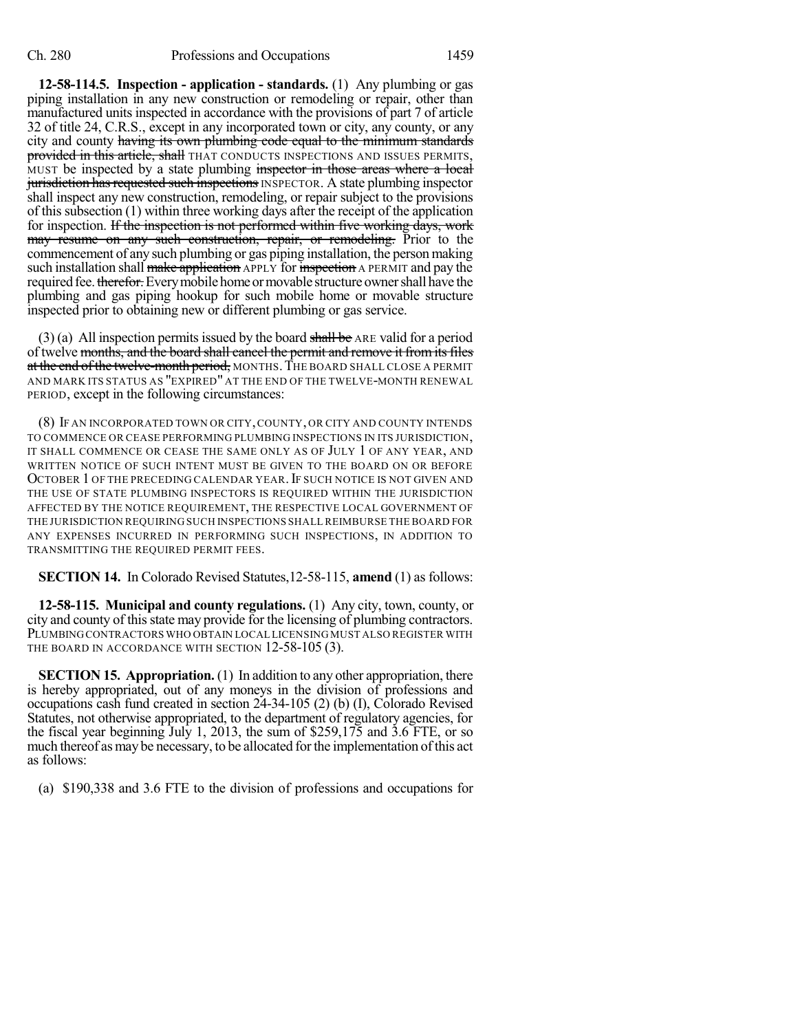**12-58-114.5. Inspection - application - standards.** (1) Any plumbing or gas piping installation in any new construction or remodeling or repair, other than manufactured units inspected in accordance with the provisions of part 7 of article 32 of title 24, C.R.S., except in any incorporated town or city, any county, or any city and county ~~having its own plumbing code equal to the minimum standards provided in this article, shall~~ THAT CONDUCTS INSPECTIONS AND ISSUES PERMITS, MUST be inspected by a state plumbing ~~inspector in those areas where a local jurisdiction has requested such inspections~~ INSPECTOR. A state plumbing inspector shall inspect any new construction, remodeling, or repair subject to the provisions of this subsection (1) within three working days after the receipt of the application for inspection. ~~If the inspection is not performed within five working days, work may resume on any such construction, repair, or remodeling.~~ Prior to the commencement of any such plumbing or gas piping installation, the person making such installation shall ~~make application~~ APPLY for ~~inspection~~ A PERMIT and pay the required fee. ~~therefor.~~ Every mobile home or movable structure owner shall have the plumbing and gas piping hookup for such mobile home or movable structure inspected prior to obtaining new or different plumbing or gas service.

(3) (a) All inspection permits issued by the board ~~shall be~~ ARE valid for a period of twelve ~~months, and the board shall cancel the permit and remove it from its files at the end of the twelve-month period,~~ MONTHS. THE BOARD SHALL CLOSE A PERMIT AND MARK ITS STATUS AS "EXPIRED" AT THE END OF THE TWELVE-MONTH RENEWAL PERIOD, except in the following circumstances:

(8) IF AN INCORPORATED TOWN OR CITY, COUNTY, OR CITY AND COUNTY INTENDS TO COMMENCE OR CEASE PERFORMING PLUMBING INSPECTIONS IN ITS JURISDICTION, IT SHALL COMMENCE OR CEASE THE SAME ONLY AS OF JULY 1 OF ANY YEAR, AND WRITTEN NOTICE OF SUCH INTENT MUST BE GIVEN TO THE BOARD ON OR BEFORE OCTOBER 1 OF THE PRECEDING CALENDAR YEAR. IF SUCH NOTICE IS NOT GIVEN AND THE USE OF STATE PLUMBING INSPECTORS IS REQUIRED WITHIN THE JURISDICTION AFFECTED BY THE NOTICE REQUIREMENT, THE RESPECTIVE LOCAL GOVERNMENT OF THE JURISDICTION REQUIRING SUCH INSPECTIONS SHALL REIMBURSE THE BOARD FOR ANY EXPENSES INCURRED IN PERFORMING SUCH INSPECTIONS, IN ADDITION TO TRANSMITTING THE REQUIRED PERMIT FEES.

**SECTION 14.** In Colorado Revised Statutes, 12-58-115, **amend** (1) as follows:

**12-58-115. Municipal and county regulations.** (1) Any city, town, county, or city and county of this state may provide for the licensing of plumbing contractors. PLUMBING CONTRACTORS WHO OBTAIN LOCAL LICENSING MUST ALSO REGISTER WITH THE BOARD IN ACCORDANCE WITH SECTION 12-58-105 (3).

**SECTION 15. Appropriation.** (1) In addition to any other appropriation, there is hereby appropriated, out of any moneys in the division of professions and occupations cash fund created in section 24-34-105 (2) (b) (I), Colorado Revised Statutes, not otherwise appropriated, to the department of regulatory agencies, for the fiscal year beginning July 1, 2013, the sum of $259,175 and 3.6 FTE, or so much thereof as may be necessary, to be allocated for the implementation of this act as follows:

(a) $190,338 and 3.6 FTE to the division of professions and occupations for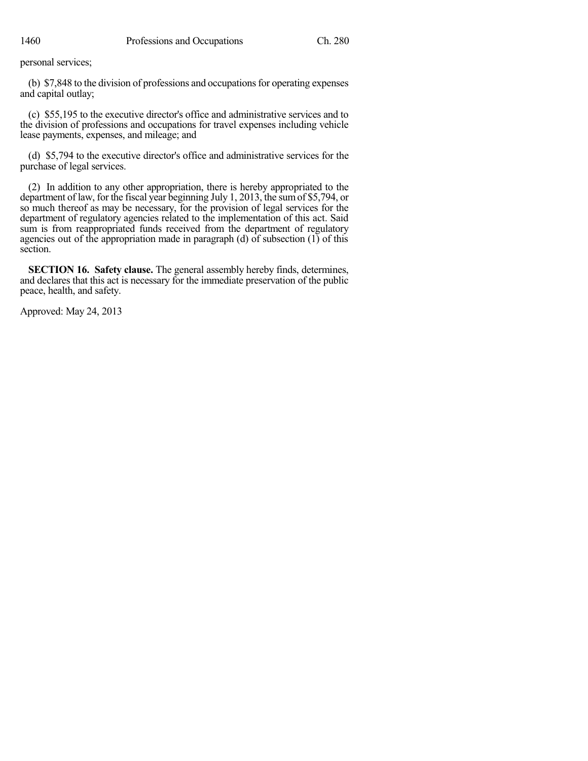personal services;

(b) $7,848 to the division of professions and occupations for operating expenses and capital outlay;

(c) $55,195 to the executive director's office and administrative services and to the division of professions and occupations for travel expenses including vehicle lease payments, expenses, and mileage; and

(d) $5,794 to the executive director's office and administrative services for the purchase of legal services.

(2) In addition to any other appropriation, there is hereby appropriated to the department of law, for the fiscal year beginning July 1, 2013, the sum of $5,794, or so much thereof as may be necessary, for the provision of legal services for the department of regulatory agencies related to the implementation of this act. Said sum is from reappropriated funds received from the department of regulatory agencies out of the appropriation made in paragraph (d) of subsection (1) of this section.

**SECTION 16. Safety clause.** The general assembly hereby finds, determines, and declares that this act is necessary for the immediate preservation of the public peace, health, and safety.

Approved: May 24, 2013